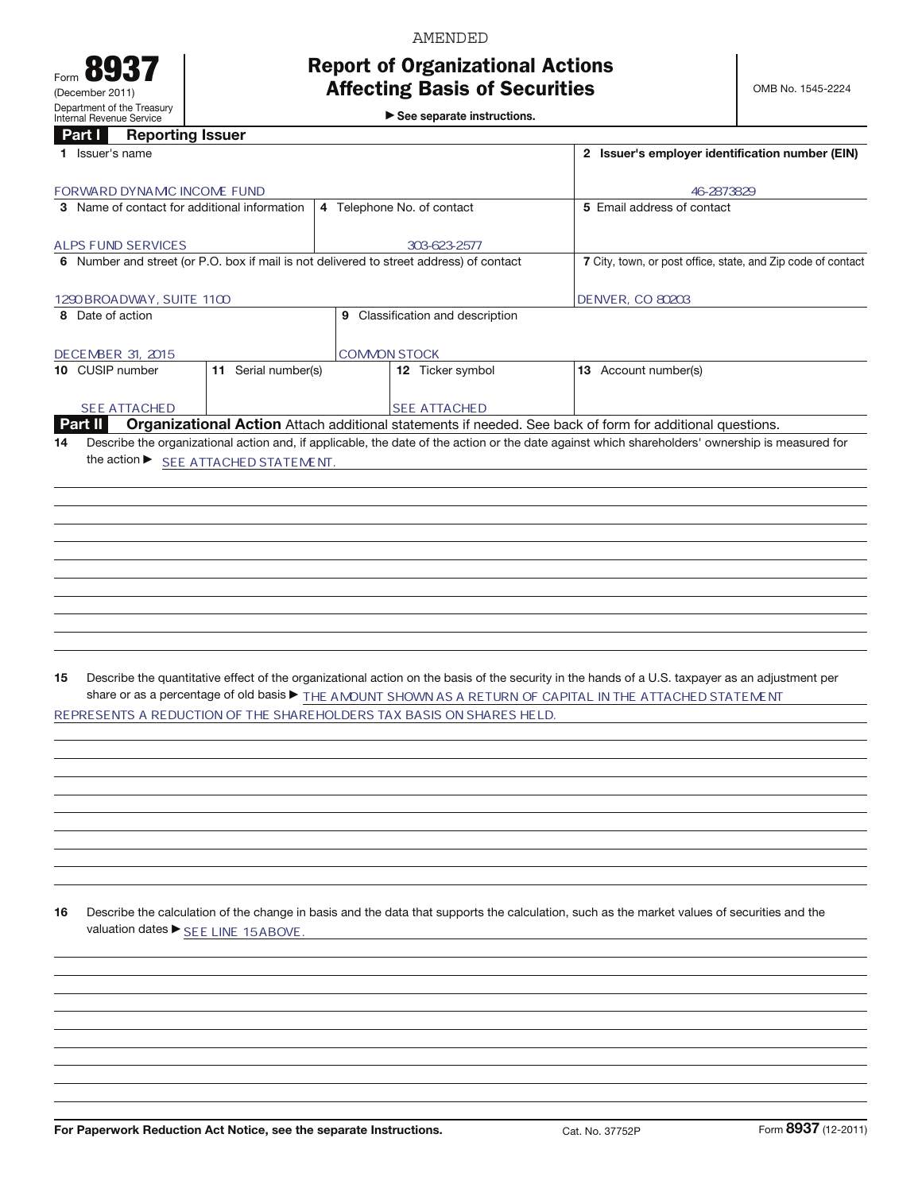AMENDED

Form **8937**
(December 2011)
Department of the Treasury
Internal Revenue Service

# Report of Organizational Actions Affecting Basis of Securities

► See separate instructions.

OMB No. 1545-2224

## Part I Reporting Issuer

| | | | |
|---|---|---|---|
| 1 Issuer's name | | | 2 Issuer's employer identification number (EIN) |
| FORWARD DYNAMIC INCOME FUND | | | 46-2873829 |
| 3 Name of contact for additional information | 4 Telephone No. of contact | | 5 Email address of contact |
| ALPS FUND SERVICES | 303-623-2577 | | |
| 6 Number and street (or P.O. box if mail is not delivered to street address) of contact | | | 7 City, town, or post office, state, and Zip code of contact |
| 1290 BROADWAY, SUITE 1100 | | | DENVER, CO 80203 |
| 8 Date of action | 9 Classification and description | | |
| DECEMBER 31, 2015 | COMMON STOCK | | |
| 10 CUSIP number | 11 Serial number(s) | 12 Ticker symbol | 13 Account number(s) |
| SEE ATTACHED | | SEE ATTACHED | |

## Part II Organizational Action

Attach additional statements if needed. See back of form for additional questions.

**14** Describe the organizational action and, if applicable, the date of the action or the date against which shareholders' ownership is measured for the action ► SEE ATTACHED STATEMENT.

**15** Describe the quantitative effect of the organizational action on the basis of the security in the hands of a U.S. taxpayer as an adjustment per share or as a percentage of old basis ► THE AMOUNT SHOWN AS A RETURN OF CAPITAL IN THE ATTACHED STATEMENT REPRESENTS A REDUCTION OF THE SHAREHOLDERS TAX BASIS ON SHARES HELD.

**16** Describe the calculation of the change in basis and the data that supports the calculation, such as the market values of securities and the valuation dates ► SEE LINE 15 ABOVE.

For Paperwork Reduction Act Notice, see the separate Instructions. Cat. No. 37752P Form **8937** (12-2011)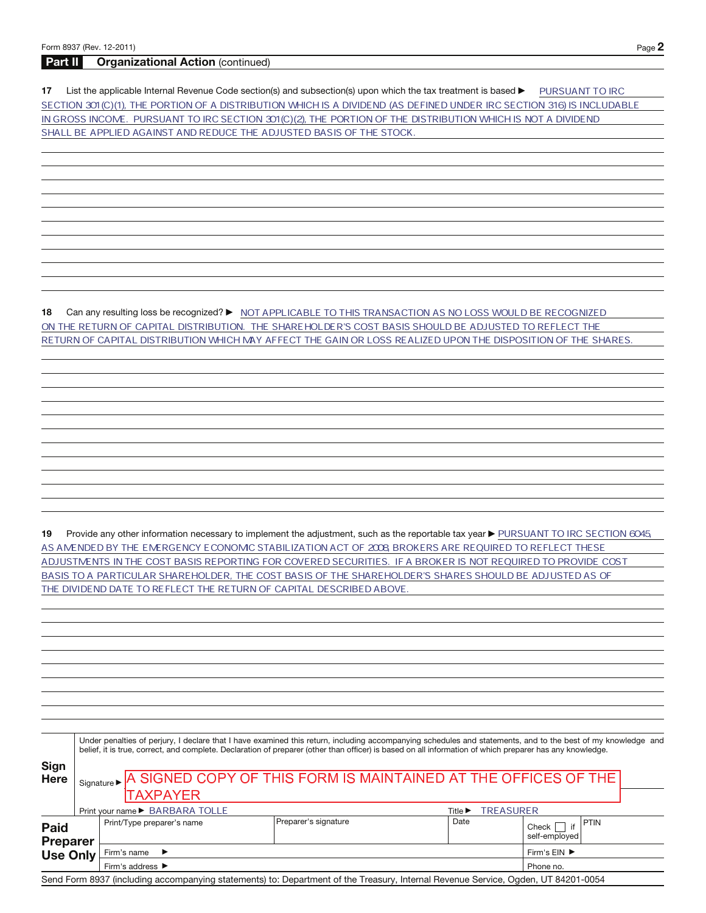## Part II Organizational Action (continued)

**17** List the applicable Internal Revenue Code section(s) and subsection(s) upon which the tax treatment is based ▶ PURSUANT TO IRC SECTION 301(C)(1), THE PORTION OF A DISTRIBUTION WHICH IS A DIVIDEND (AS DEFINED UNDER IRC SECTION 316) IS INCLUDABLE IN GROSS INCOME. PURSUANT TO IRC SECTION 301(C)(2), THE PORTION OF THE DISTRIBUTION WHICH IS NOT A DIVIDEND SHALL BE APPLIED AGAINST AND REDUCE THE ADJUSTED BASIS OF THE STOCK.

**18** Can any resulting loss be recognized? ▶ NOT APPLICABLE TO THIS TRANSACTION AS NO LOSS WOULD BE RECOGNIZED ON THE RETURN OF CAPITAL DISTRIBUTION. THE SHAREHOLDER'S COST BASIS SHOULD BE ADJUSTED TO REFLECT THE RETURN OF CAPITAL DISTRIBUTION WHICH MAY AFFECT THE GAIN OR LOSS REALIZED UPON THE DISPOSITION OF THE SHARES.

**19** Provide any other information necessary to implement the adjustment, such as the reportable tax year ▶ PURSUANT TO IRC SECTION 6045, AS AMENDED BY THE EMERGENCY ECONOMIC STABILIZATION ACT OF 2008, BROKERS ARE REQUIRED TO REFLECT THESE ADJUSTMENTS IN THE COST BASIS REPORTING FOR COVERED SECURITIES. IF A BROKER IS NOT REQUIRED TO PROVIDE COST BASIS TO A PARTICULAR SHAREHOLDER, THE COST BASIS OF THE SHAREHOLDER'S SHARES SHOULD BE ADJUSTED AS OF THE DIVIDEND DATE TO REFLECT THE RETURN OF CAPITAL DESCRIBED ABOVE.

**Sign Here**

Under penalties of perjury, I declare that I have examined this return, including accompanying schedules and statements, and to the best of my knowledge and belief, it is true, correct, and complete. Declaration of preparer (other than officer) is based on all information of which preparer has any knowledge.

Signature ▶ A SIGNED COPY OF THIS FORM IS MAINTAINED AT THE OFFICES OF THE TAXPAYER

Print your name ▶ BARBARA TOLLE　　Title ▶ TREASURER

| **Paid Preparer Use Only** | Print/Type preparer's name | Preparer's signature | Date | Check ☐ if self-employed | PTIN |
|---|---|---|---|---|---|
| | Firm's name ▶ | | | Firm's EIN ▶ | |
| | Firm's address ▶ | | | Phone no. | |

Send Form 8937 (including accompanying statements) to: Department of the Treasury, Internal Revenue Service, Ogden, UT 84201-0054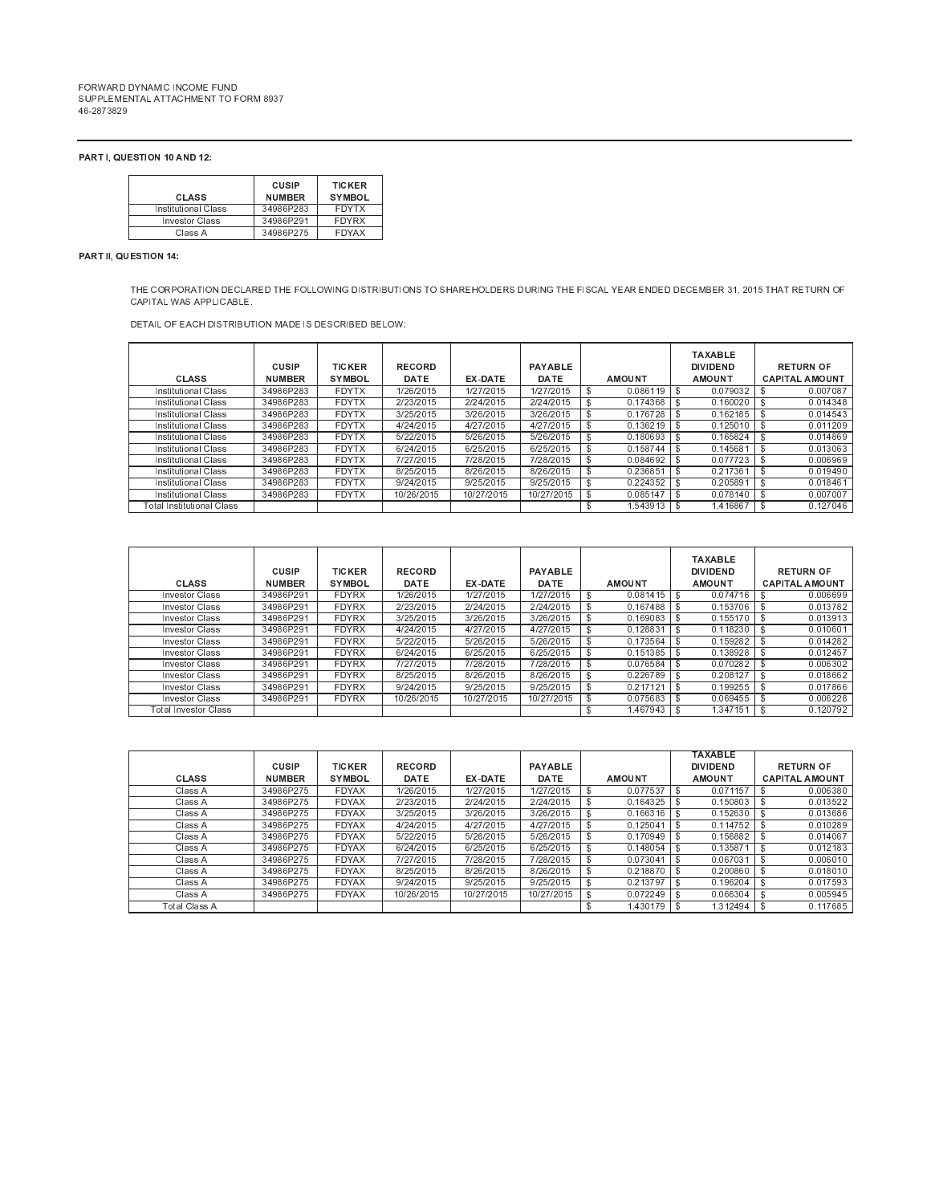FORWARD DYNAMIC INCOME FUND
SUPPLEMENTAL ATTACHMENT TO FORM 8937
46-2873829

**PART I, QUESTION 10 AND 12:**

| CLASS | CUSIP NUMBER | TICKER SYMBOL |
|---|---|---|
| Institutional Class | 34986P283 | FDYTX |
| Investor Class | 34986P291 | FDYRX |
| Class A | 34986P275 | FDYAX |

**PART II, QUESTION 14:**

THE CORPORATION DECLARED THE FOLLOWING DISTRIBUTIONS TO SHAREHOLDERS DURING THE FISCAL YEAR ENDED DECEMBER 31, 2015 THAT RETURN OF CAPITAL WAS APPLICABLE.

DETAIL OF EACH DISTRIBUTION MADE IS DESCRIBED BELOW:

| CLASS | CUSIP NUMBER | TICKER SYMBOL | RECORD DATE | EX-DATE | PAYABLE DATE | AMOUNT | TAXABLE DIVIDEND AMOUNT | RETURN OF CAPITAL AMOUNT |
|---|---|---|---|---|---|---|---|---|
| Institutional Class | 34986P283 | FDYTX | 1/26/2015 | 1/27/2015 | 1/27/2015 | $ 0.086119 | $ 0.079032 | $ 0.007087 |
| Institutional Class | 34986P283 | FDYTX | 2/23/2015 | 2/24/2015 | 2/24/2015 | $ 0.174368 | $ 0.160020 | $ 0.014348 |
| Institutional Class | 34986P283 | FDYTX | 3/25/2015 | 3/26/2015 | 3/26/2015 | $ 0.176728 | $ 0.162185 | $ 0.014543 |
| Institutional Class | 34986P283 | FDYTX | 4/24/2015 | 4/27/2015 | 4/27/2015 | $ 0.136219 | $ 0.125010 | $ 0.011209 |
| Institutional Class | 34986P283 | FDYTX | 5/22/2015 | 5/26/2015 | 5/26/2015 | $ 0.180693 | $ 0.165824 | $ 0.014869 |
| Institutional Class | 34986P283 | FDYTX | 6/24/2015 | 6/25/2015 | 6/25/2015 | $ 0.158744 | $ 0.145681 | $ 0.013063 |
| Institutional Class | 34986P283 | FDYTX | 7/27/2015 | 7/28/2015 | 7/28/2015 | $ 0.084692 | $ 0.077723 | $ 0.006969 |
| Institutional Class | 34986P283 | FDYTX | 8/25/2015 | 8/26/2015 | 8/26/2015 | $ 0.236851 | $ 0.217361 | $ 0.019490 |
| Institutional Class | 34986P283 | FDYTX | 9/24/2015 | 9/25/2015 | 9/25/2015 | $ 0.224352 | $ 0.205891 | $ 0.018461 |
| Institutional Class | 34986P283 | FDYTX | 10/26/2015 | 10/27/2015 | 10/27/2015 | $ 0.085147 | $ 0.078140 | $ 0.007007 |
| Total Institutional Class | | | | | | $ 1.543913 | $ 1.416867 | $ 0.127046 |

| CLASS | CUSIP NUMBER | TICKER SYMBOL | RECORD DATE | EX-DATE | PAYABLE DATE | AMOUNT | TAXABLE DIVIDEND AMOUNT | RETURN OF CAPITAL AMOUNT |
|---|---|---|---|---|---|---|---|---|
| Investor Class | 34986P291 | FDYRX | 1/26/2015 | 1/27/2015 | 1/27/2015 | $ 0.081415 | $ 0.074716 | $ 0.006699 |
| Investor Class | 34986P291 | FDYRX | 2/23/2015 | 2/24/2015 | 2/24/2015 | $ 0.167488 | $ 0.153706 | $ 0.013782 |
| Investor Class | 34986P291 | FDYRX | 3/25/2015 | 3/26/2015 | 3/26/2015 | $ 0.169083 | $ 0.155170 | $ 0.013913 |
| Investor Class | 34986P291 | FDYRX | 4/24/2015 | 4/27/2015 | 4/27/2015 | $ 0.128831 | $ 0.118230 | $ 0.010601 |
| Investor Class | 34986P291 | FDYRX | 5/22/2015 | 5/26/2015 | 5/26/2015 | $ 0.173564 | $ 0.159282 | $ 0.014282 |
| Investor Class | 34986P291 | FDYRX | 6/24/2015 | 6/25/2015 | 6/25/2015 | $ 0.151385 | $ 0.138928 | $ 0.012457 |
| Investor Class | 34986P291 | FDYRX | 7/27/2015 | 7/28/2015 | 7/28/2015 | $ 0.076584 | $ 0.070282 | $ 0.006302 |
| Investor Class | 34986P291 | FDYRX | 8/25/2015 | 8/26/2015 | 8/26/2015 | $ 0.226789 | $ 0.208127 | $ 0.018662 |
| Investor Class | 34986P291 | FDYRX | 9/24/2015 | 9/25/2015 | 9/25/2015 | $ 0.217121 | $ 0.199255 | $ 0.017866 |
| Investor Class | 34986P291 | FDYRX | 10/26/2015 | 10/27/2015 | 10/27/2015 | $ 0.075683 | $ 0.069455 | $ 0.006228 |
| Total Investor Class | | | | | | $ 1.467943 | $ 1.347151 | $ 0.120792 |

| CLASS | CUSIP NUMBER | TICKER SYMBOL | RECORD DATE | EX-DATE | PAYABLE DATE | AMOUNT | TAXABLE DIVIDEND AMOUNT | RETURN OF CAPITAL AMOUNT |
|---|---|---|---|---|---|---|---|---|
| Class A | 34986P275 | FDYAX | 1/26/2015 | 1/27/2015 | 1/27/2015 | $ 0.077537 | $ 0.071157 | $ 0.006380 |
| Class A | 34986P275 | FDYAX | 2/23/2015 | 2/24/2015 | 2/24/2015 | $ 0.164325 | $ 0.150803 | $ 0.013522 |
| Class A | 34986P275 | FDYAX | 3/25/2015 | 3/26/2015 | 3/26/2015 | $ 0.166316 | $ 0.152630 | $ 0.013686 |
| Class A | 34986P275 | FDYAX | 4/24/2015 | 4/27/2015 | 4/27/2015 | $ 0.125041 | $ 0.114752 | $ 0.010289 |
| Class A | 34986P275 | FDYAX | 5/22/2015 | 5/26/2015 | 5/26/2015 | $ 0.170949 | $ 0.156882 | $ 0.014067 |
| Class A | 34986P275 | FDYAX | 6/24/2015 | 6/25/2015 | 6/25/2015 | $ 0.148054 | $ 0.135871 | $ 0.012183 |
| Class A | 34986P275 | FDYAX | 7/27/2015 | 7/28/2015 | 7/28/2015 | $ 0.073041 | $ 0.067031 | $ 0.006010 |
| Class A | 34986P275 | FDYAX | 8/25/2015 | 8/26/2015 | 8/26/2015 | $ 0.218870 | $ 0.200860 | $ 0.018010 |
| Class A | 34986P275 | FDYAX | 9/24/2015 | 9/25/2015 | 9/25/2015 | $ 0.213797 | $ 0.196204 | $ 0.017593 |
| Class A | 34986P275 | FDYAX | 10/26/2015 | 10/27/2015 | 10/27/2015 | $ 0.072249 | $ 0.066304 | $ 0.005945 |
| Total Class A | | | | | | $ 1.430179 | $ 1.312494 | $ 0.117685 |